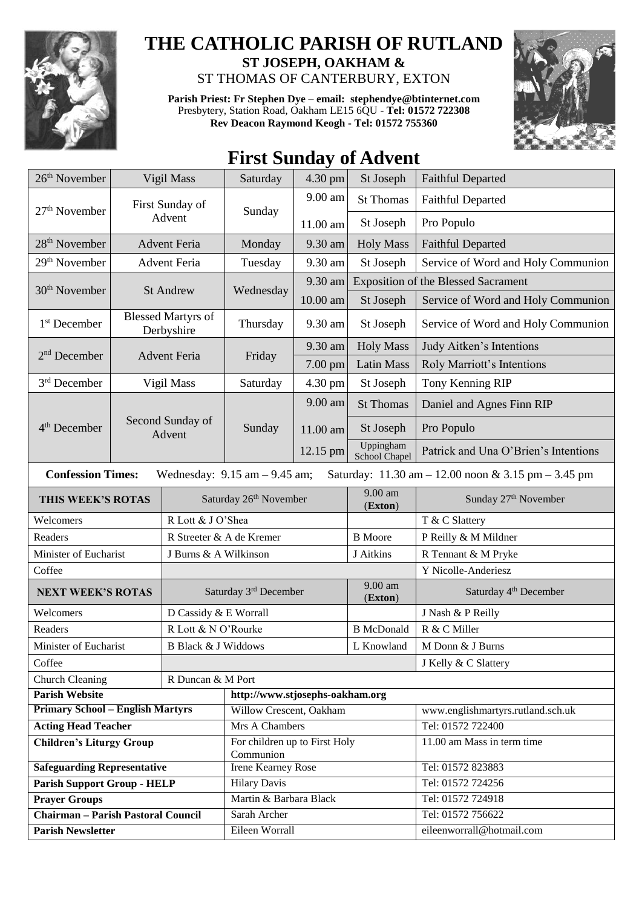# THE CATHOLIC PARISH OF RUTLAND

**ST JOSEPH, OAKHAM &**

ST THOMAS OF CANTERBURY, EXTON

**Parish Priest: Fr Stephen Dye** – **email: stephendye@btinternet.com**
Presbytery, Station Road, Oakham LE15 6QU - **Tel: 01572 722308**
**Rev Deacon Raymond Keogh - Tel: 01572 755360**

## First Sunday of Advent

| | | | | | |
|---|---|---|---|---|---|
| 26th November | Vigil Mass | Saturday | 4.30 pm | St Joseph | Faithful Departed |
| 27th November | First Sunday of Advent | Sunday | 9.00 am | St Thomas | Faithful Departed |
| | | | 11.00 am | St Joseph | Pro Populo |
| 28th November | Advent Feria | Monday | 9.30 am | Holy Mass | Faithful Departed |
| 29th November | Advent Feria | Tuesday | 9.30 am | St Joseph | Service of Word and Holy Communion |
| 30th November | St Andrew | Wednesday | 9.30 am | Exposition of the Blessed Sacrament | |
| | | | 10.00 am | St Joseph | Service of Word and Holy Communion |
| 1st December | Blessed Martyrs of Derbyshire | Thursday | 9.30 am | St Joseph | Service of Word and Holy Communion |
| 2nd December | Advent Feria | Friday | 9.30 am | Holy Mass | Judy Aitken's Intentions |
| | | | 7.00 pm | Latin Mass | Roly Marriott's Intentions |
| 3rd December | Vigil Mass | Saturday | 4.30 pm | St Joseph | Tony Kenning RIP |
| 4th December | Second Sunday of Advent | Sunday | 9.00 am | St Thomas | Daniel and Agnes Finn RIP |
| | | | 11.00 am | St Joseph | Pro Populo |
| | | | 12.15 pm | Uppingham School Chapel | Patrick and Una O'Brien's Intentions |

**Confession Times:** Wednesday: 9.15 am – 9.45 am; Saturday: 11.30 am – 12.00 noon & 3.15 pm – 3.45 pm

| THIS WEEK'S ROTAS | Saturday 26th November | 9.00 am (Exton) | Sunday 27th November |
|---|---|---|---|
| Welcomers | R Lott & J O'Shea | | T & C Slattery |
| Readers | R Streeter & A de Kremer | B Moore | P Reilly & M Mildner |
| Minister of Eucharist | J Burns & A Wilkinson | J Aitkins | R Tennant & M Pryke |
| Coffee | | | Y Nicolle-Anderiesz |
| **NEXT WEEK'S ROTAS** | Saturday 3rd December | 9.00 am (Exton) | Saturday 4th December |
| Welcomers | D Cassidy & E Worrall | | J Nash & P Reilly |
| Readers | R Lott & N O'Rourke | B McDonald | R & C Miller |
| Minister of Eucharist | B Black & J Widdows | L Knowland | M Donn & J Burns |
| Coffee | | | J Kelly & C Slattery |
| Church Cleaning | R Duncan & M Port | | |

| | | |
|---|---|---|
| **Parish Website** | http://www.stjosephs-oakham.org | |
| **Primary School – English Martyrs** | Willow Crescent, Oakham | www.englishmartyrs.rutland.sch.uk |
| **Acting Head Teacher** | Mrs A Chambers | Tel: 01572 722400 |
| **Children's Liturgy Group** | For children up to First Holy Communion | 11.00 am Mass in term time |
| **Safeguarding Representative** | Irene Kearney Rose | Tel: 01572 823883 |
| **Parish Support Group - HELP** | Hilary Davis | Tel: 01572 724256 |
| **Prayer Groups** | Martin & Barbara Black | Tel: 01572 724918 |
| **Chairman – Parish Pastoral Council** | Sarah Archer | Tel: 01572 756622 |
| **Parish Newsletter** | Eileen Worrall | eileenworrall@hotmail.com |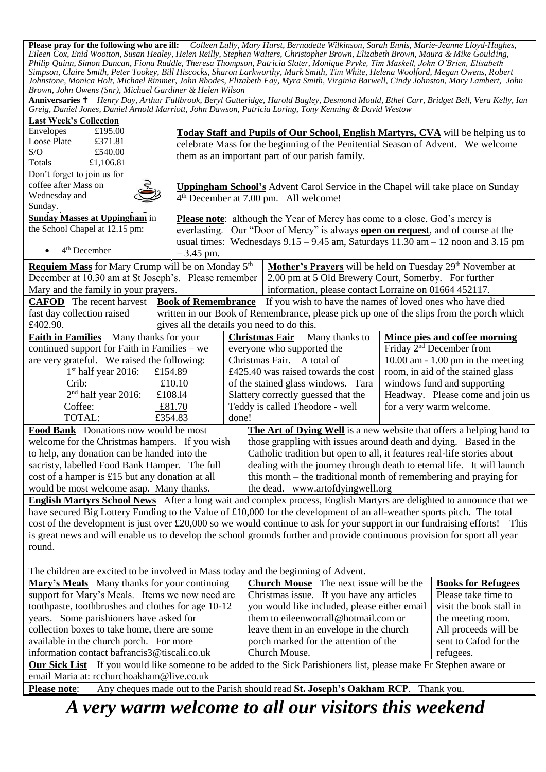**Please pray for the following who are ill:** *Colleen Lully, Mary Hurst, Bernadette Wilkinson, Sarah Ennis, Marie-Jeanne Lloyd-Hughes, Eileen Cox, Enid Wootton, Susan Healey, Helen Reilly, Stephen Walters, Christopher Brown, Elizabeth Brown, Maura & Mike Goulding, Philip Quinn, Simon Duncan, Fiona Ruddle, Theresa Thompson, Patricia Slater, Monique Pryke, Tim Maskell, John O'Brien, Elisabeth Simpson, Claire Smith, Peter Tookey, Bill Hiscocks, Sharon Larkworthy, Mark Smith, Tim White, Helena Woolford, Megan Owens, Robert Johnstone, Monica Holt, Michael Rimmer, John Rhodes, Elizabeth Fay, Myra Smith, Virginia Barwell, Cindy Johnston, Mary Lambert, John Brown, John Owens (Snr), Michael Gardiner & Helen Wilson*

**Anniversaries †** *Henry Day, Arthur Fullbrook, Beryl Gutteridge, Harold Bagley, Desmond Mould, Ethel Carr, Bridget Bell, Vera Kelly, Ian Greig, Daniel Jones, Daniel Arnold Marriott, John Dawson, Patricia Loring, Tony Kenning & David Westow*

**Last Week's Collection**

| | |
|---|---|
| Envelopes | £195.00 |
| Loose Plate | £371.81 |
| S/O | £540.00 |
| Totals | £1,106.81 |

**Today Staff and Pupils of Our School, English Martyrs, CVA** will be helping us to celebrate Mass for the beginning of the Penitential Season of Advent. We welcome them as an important part of our parish family.

Don't forget to join us for coffee after Mass on Wednesday and Sunday.

**Uppingham School's** Advent Carol Service in the Chapel will take place on Sunday 4th December at 7.00 pm. All welcome!

**Sunday Masses at Uppingham** in the School Chapel at 12.15 pm:

- 4th December

**Please note**: although the Year of Mercy has come to a close, God's mercy is everlasting. Our "Door of Mercy" is always **open on request**, and of course at the usual times: Wednesdays 9.15 – 9.45 am, Saturdays 11.30 am – 12 noon and 3.15 pm – 3.45 pm.

**Requiem Mass** for Mary Crump will be on Monday 5th December at 10.30 am at St Joseph's. Please remember Mary and the family in your prayers.

**Mother's Prayers** will be held on Tuesday 29th November at 2.00 pm at 5 Old Brewery Court, Somerby. For further information, please contact Lorraine on 01664 452117.

**CAFOD** The recent harvest fast day collection raised £402.90.

**Book of Remembrance** If you wish to have the names of loved ones who have died written in our Book of Remembrance, please pick up one of the slips from the porch which gives all the details you need to do this.

**Faith in Families** Many thanks for your continued support for Faith in Families – we are very grateful. We raised the following:

| | |
|---|---|
| 1st half year 2016: | £154.89 |
| Crib: | £10.10 |
| 2nd half year 2016: | £108.l4 |
| Coffee: | £81.70 |
| TOTAL: | £354.83 |

**Christmas Fair** Many thanks to everyone who supported the Christmas Fair. A total of £425.40 was raised towards the cost of the stained glass windows. Tara Slattery correctly guessed that the Teddy is called Theodore - well done!

**Mince pies and coffee morning** Friday 2nd December from 10.00 am - 1.00 pm in the meeting room, in aid of the stained glass windows fund and supporting Headway. Please come and join us for a very warm welcome.

**Food Bank** Donations now would be most welcome for the Christmas hampers. If you wish to help, any donation can be handed into the sacristy, labelled Food Bank Hamper. The full cost of a hamper is £15 but any donation at all would be most welcome asap. Many thanks.

**The Art of Dying Well** is a new website that offers a helping hand to those grappling with issues around death and dying. Based in the Catholic tradition but open to all, it features real-life stories about dealing with the journey through death to eternal life. It will launch this month – the traditional month of remembering and praying for the dead. www.artofdyingwell.org

**English Martyrs School News** After a long wait and complex process, English Martyrs are delighted to announce that we have secured Big Lottery Funding to the Value of £10,000 for the development of an all-weather sports pitch. The total cost of the development is just over £20,000 so we would continue to ask for your support in our fundraising efforts! This is great news and will enable us to develop the school grounds further and provide continuous provision for sport all year round.

The children are excited to be involved in Mass today and the beginning of Advent.

**Mary's Meals** Many thanks for your continuing support for Mary's Meals. Items we now need are toothpaste, toothbrushes and clothes for age 10-12 years. Some parishioners have asked for collection boxes to take home, there are some available in the church porch. For more information contact bafrancis3@tiscali.co.uk

**Church Mouse** The next issue will be the Christmas issue. If you have any articles you would like included, please either email them to eileenworrall@hotmail.com or leave them in an envelope in the church porch marked for the attention of the Church Mouse.

**Books for Refugees** Please take time to visit the book stall in the meeting room. All proceeds will be sent to Cafod for the refugees.

**Our Sick List** If you would like someone to be added to the Sick Parishioners list, please make Fr Stephen aware or email Maria at: rcchurchoakham@live.co.uk

**Please note**: Any cheques made out to the Parish should read **St. Joseph's Oakham RCP**. Thank you.

# *A very warm welcome to all our visitors this weekend*